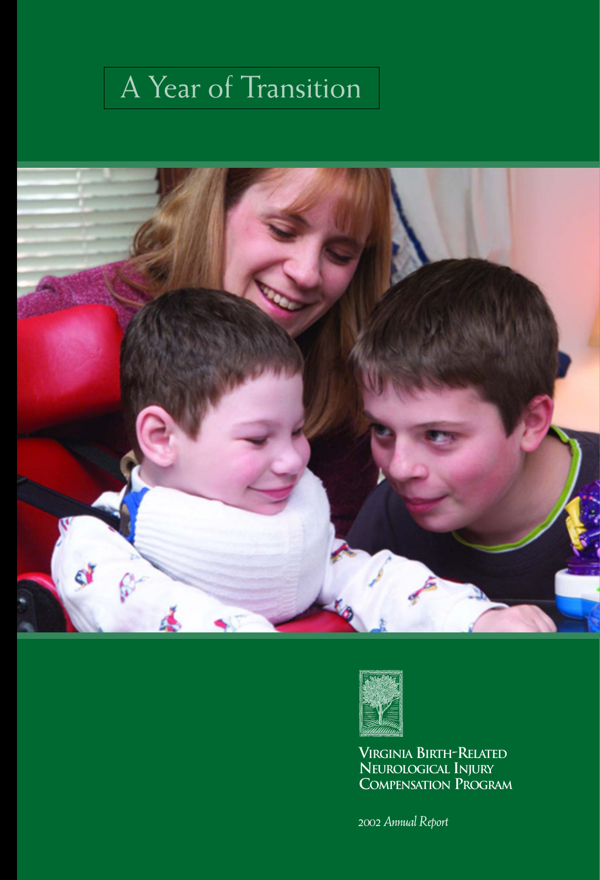# A Year of Transition

**Virginia Birth-Related Neurological Injury Compensation Program**

*2002 Annual Report*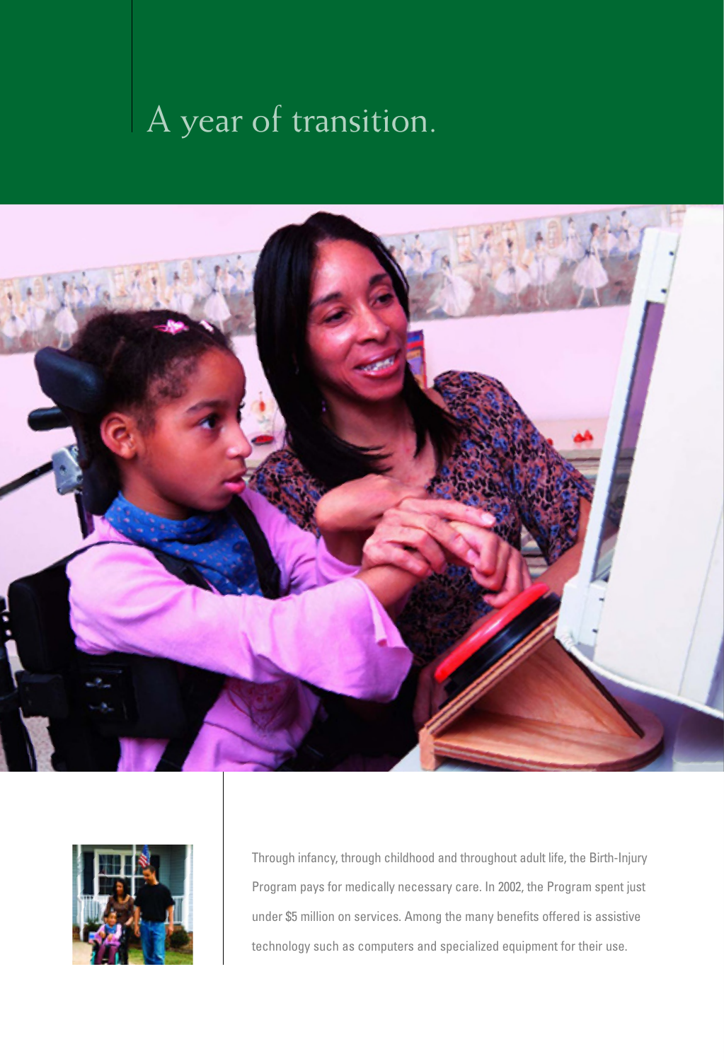# A year of transition.

Through infancy, through childhood and throughout adult life, the Birth-Injury Program pays for medically necessary care. In 2002, the Program spent just under $5 million on services. Among the many benefits offered is assistive technology such as computers and specialized equipment for their use.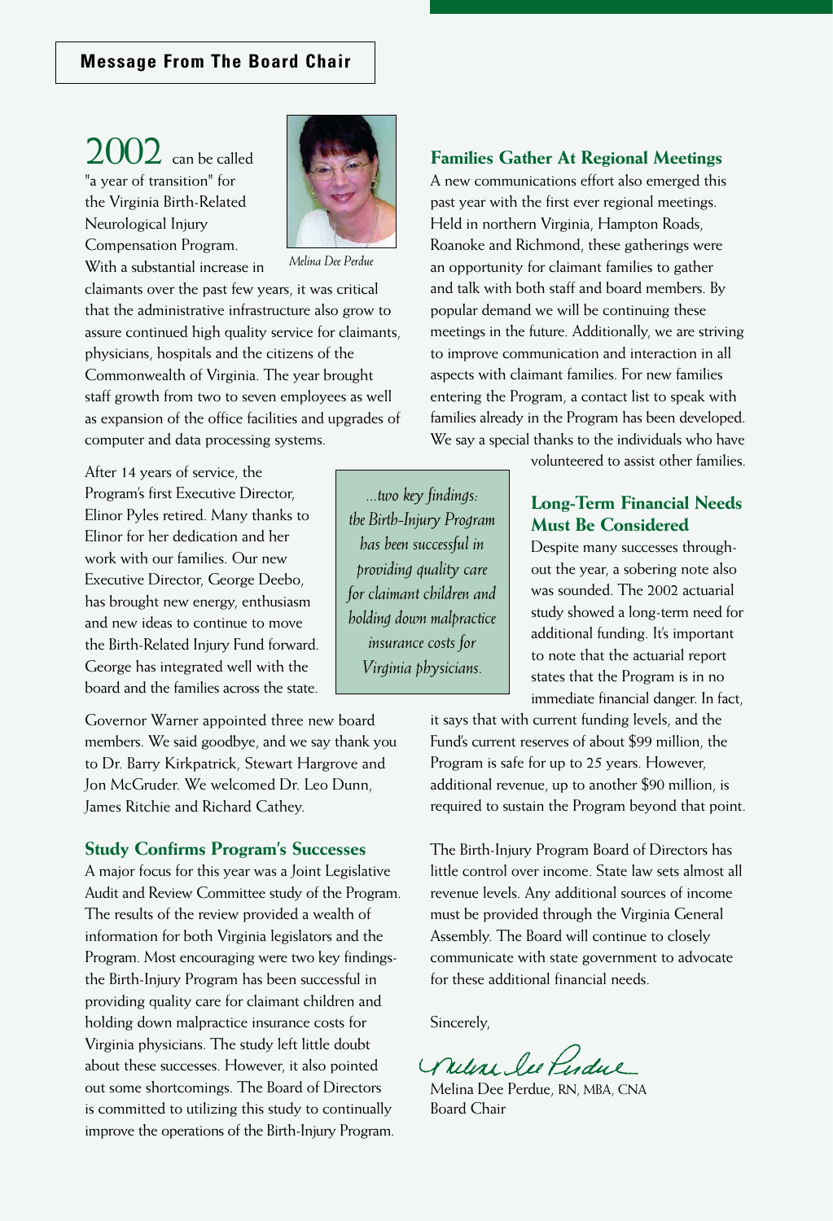## Message From The Board Chair

**2002** can be called "a year of transition" for the Virginia Birth-Related Neurological Injury Compensation Program. With a substantial increase in claimants over the past few years, it was critical that the administrative infrastructure also grow to assure continued high quality service for claimants, physicians, hospitals and the citizens of the Commonwealth of Virginia. The year brought staff growth from two to seven employees as well as expansion of the office facilities and upgrades of computer and data processing systems.

*Melina Dee Perdue*

After 14 years of service, the Program's first Executive Director, Elinor Pyles retired. Many thanks to Elinor for her dedication and her work with our families. Our new Executive Director, George Deebo, has brought new energy, enthusiasm and new ideas to continue to move the Birth-Related Injury Fund forward. George has integrated well with the board and the families across the state.

Governor Warner appointed three new board members. We said goodbye, and we say thank you to Dr. Barry Kirkpatrick, Stewart Hargrove and Jon McGruder. We welcomed Dr. Leo Dunn, James Ritchie and Richard Cathey.

### Study Confirms Program's Successes

A major focus for this year was a Joint Legislative Audit and Review Committee study of the Program. The results of the review provided a wealth of information for both Virginia legislators and the Program. Most encouraging were two key findings- the Birth-Injury Program has been successful in providing quality care for claimant children and holding down malpractice insurance costs for Virginia physicians. The study left little doubt about these successes. However, it also pointed out some shortcomings. The Board of Directors is committed to utilizing this study to continually improve the operations of the Birth-Injury Program.

> *...two key findings: the Birth-Injury Program has been successful in providing quality care for claimant children and holding down malpractice insurance costs for Virginia physicians.*

### Families Gather At Regional Meetings

A new communications effort also emerged this past year with the first ever regional meetings. Held in northern Virginia, Hampton Roads, Roanoke and Richmond, these gatherings were an opportunity for claimant families to gather and talk with both staff and board members. By popular demand we will be continuing these meetings in the future. Additionally, we are striving to improve communication and interaction in all aspects with claimant families. For new families entering the Program, a contact list to speak with families already in the Program has been developed. We say a special thanks to the individuals who have volunteered to assist other families.

### Long-Term Financial Needs Must Be Considered

Despite many successes throughout the year, a sobering note also was sounded. The 2002 actuarial study showed a long-term need for additional funding. It's important to note that the actuarial report states that the Program is in no immediate financial danger. In fact, it says that with current funding levels, and the Fund's current reserves of about $99 million, the Program is safe for up to 25 years. However, additional revenue, up to another $90 million, is required to sustain the Program beyond that point.

The Birth-Injury Program Board of Directors has little control over income. State law sets almost all revenue levels. Any additional sources of income must be provided through the Virginia General Assembly. The Board will continue to closely communicate with state government to advocate for these additional financial needs.

Sincerely,

*Melina Dee Perdue*

Melina Dee Perdue, RN, MBA, CNA
Board Chair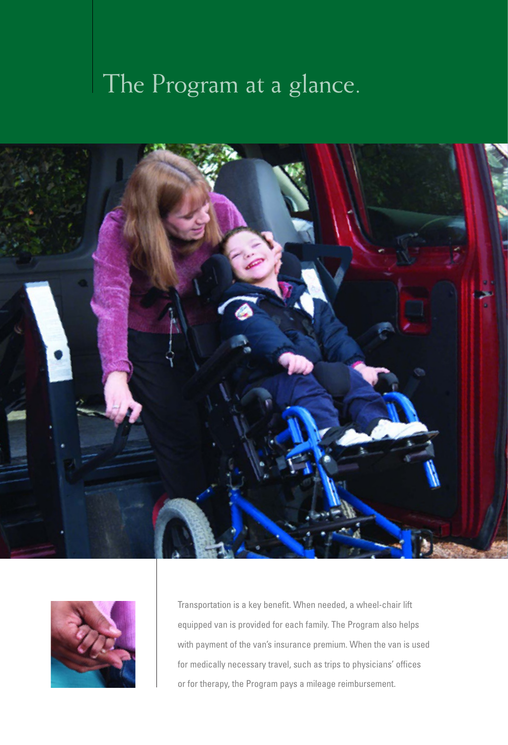# The Program at a glance.

Transportation is a key benefit. When needed, a wheel-chair lift equipped van is provided for each family. The Program also helps with payment of the van's insurance premium. When the van is used for medically necessary travel, such as trips to physicians' offices or for therapy, the Program pays a mileage reimbursement.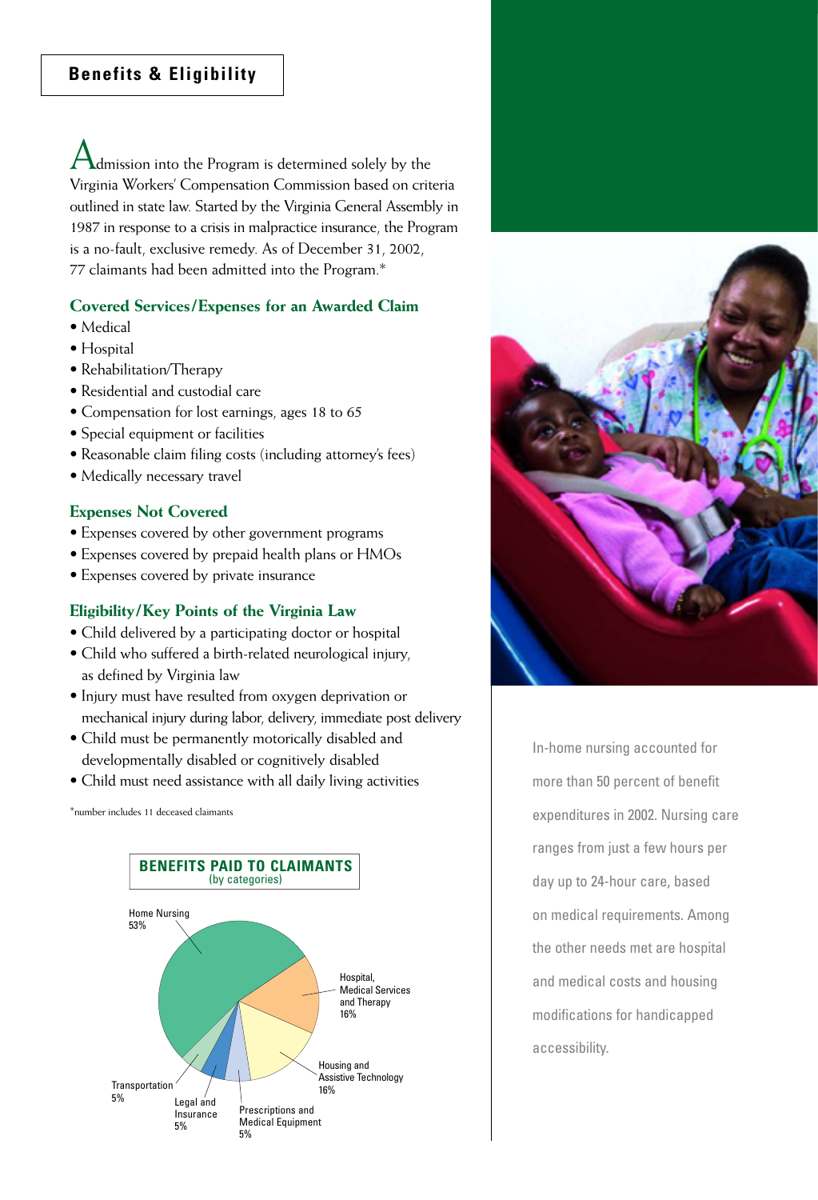## Benefits & Eligibility

Admission into the Program is determined solely by the Virginia Workers' Compensation Commission based on criteria outlined in state law. Started by the Virginia General Assembly in 1987 in response to a crisis in malpractice insurance, the Program is a no-fault, exclusive remedy. As of December 31, 2002, 77 claimants had been admitted into the Program.*

### Covered Services/Expenses for an Awarded Claim

- Medical
- Hospital
- Rehabilitation/Therapy
- Residential and custodial care
- Compensation for lost earnings, ages 18 to 65
- Special equipment or facilities
- Reasonable claim filing costs (including attorney's fees)
- Medically necessary travel

### Expenses Not Covered

- Expenses covered by other government programs
- Expenses covered by prepaid health plans or HMOs
- Expenses covered by private insurance

### Eligibility/Key Points of the Virginia Law

- Child delivered by a participating doctor or hospital
- Child who suffered a birth-related neurological injury, as defined by Virginia law
- Injury must have resulted from oxygen deprivation or mechanical injury during labor, delivery, immediate post delivery
- Child must be permanently motorically disabled and developmentally disabled or cognitively disabled
- Child must need assistance with all daily living activities

*number includes 11 deceased claimants

**BENEFITS PAID TO CLAIMANTS**
(by categories)

| Category | Percent |
|---|---|
| Home Nursing | 53% |
| Hospital, Medical Services and Therapy | 16% |
| Housing and Assistive Technology | 16% |
| Prescriptions and Medical Equipment | 5% |
| Legal and Insurance | 5% |
| Transportation | 5% |

In-home nursing accounted for more than 50 percent of benefit expenditures in 2002. Nursing care ranges from just a few hours per day up to 24-hour care, based on medical requirements. Among the other needs met are hospital and medical costs and housing modifications for handicapped accessibility.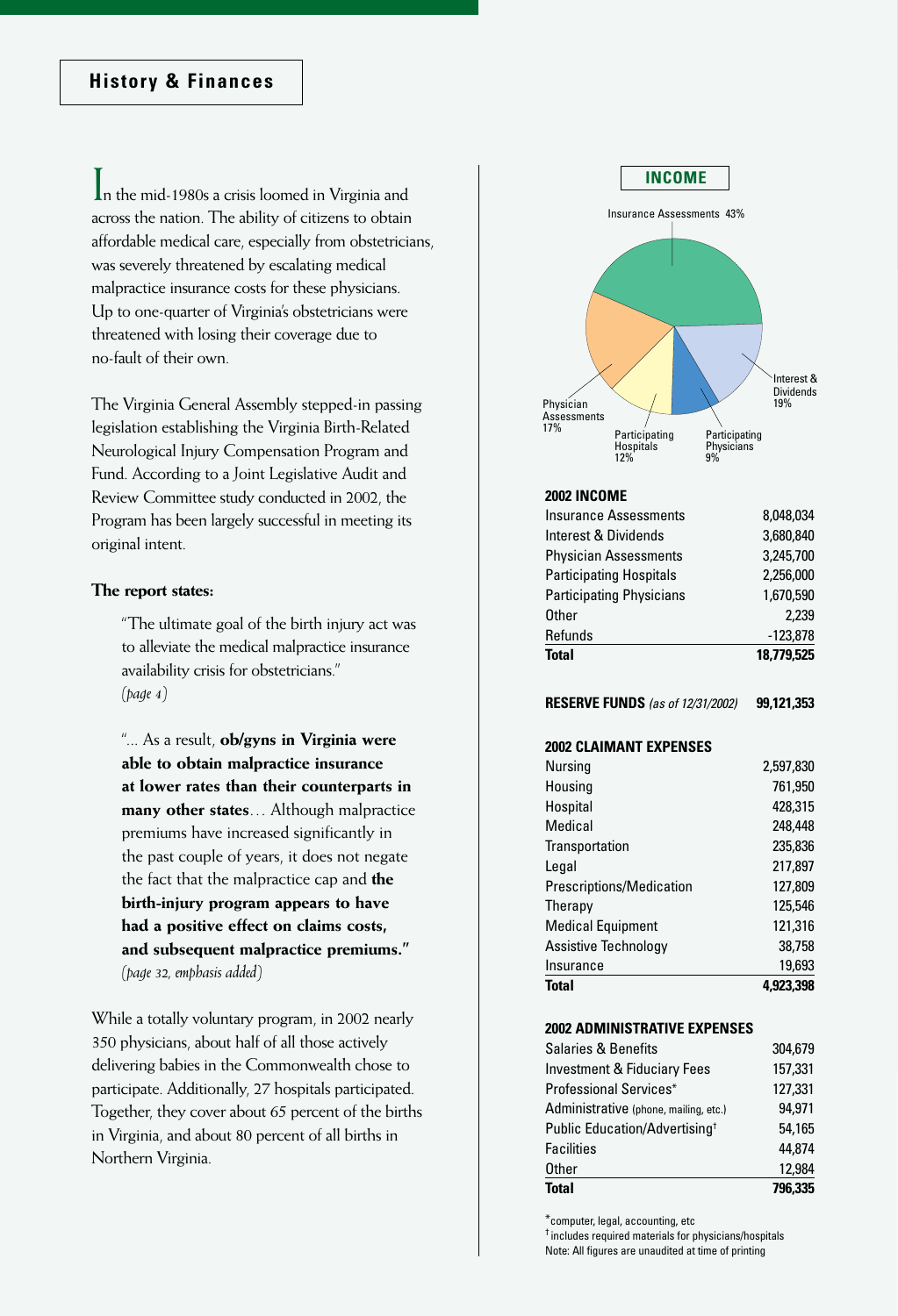## History & Finances

In the mid-1980s a crisis loomed in Virginia and across the nation. The ability of citizens to obtain affordable medical care, especially from obstetricians, was severely threatened by escalating medical malpractice insurance costs for these physicians. Up to one-quarter of Virginia's obstetricians were threatened with losing their coverage due to no-fault of their own.

The Virginia General Assembly stepped-in passing legislation establishing the Virginia Birth-Related Neurological Injury Compensation Program and Fund. According to a Joint Legislative Audit and Review Committee study conducted in 2002, the Program has been largely successful in meeting its original intent.

**The report states:**

> "The ultimate goal of the birth injury act was to alleviate the medical malpractice insurance availability crisis for obstetricians." *(page 4)*

> "… As a result, **ob/gyns in Virginia were able to obtain malpractice insurance at lower rates than their counterparts in many other states**… Although malpractice premiums have increased significantly in the past couple of years, it does not negate the fact that the malpractice cap and **the birth-injury program appears to have had a positive effect on claims costs, and subsequent malpractice premiums."** *(page 32, emphasis added)*

While a totally voluntary program, in 2002 nearly 350 physicians, about half of all those actively delivering babies in the Commonwealth chose to participate. Additionally, 27 hospitals participated. Together, they cover about 65 percent of the births in Virginia, and about 80 percent of all births in Northern Virginia.

### INCOME

- Insurance Assessments 43%
- Interest & Dividends 19%
- Physician Assessments 17%
- Participating Hospitals 12%
- Participating Physicians 9%

### 2002 INCOME

| | |
|---|---|
| Insurance Assessments | 8,048,034 |
| Interest & Dividends | 3,680,840 |
| Physician Assessments | 3,245,700 |
| Participating Hospitals | 2,256,000 |
| Participating Physicians | 1,670,590 |
| Other | 2,239 |
| Refunds | -123,878 |
| **Total** | **18,779,525** |

**RESERVE FUNDS** *(as of 12/31/2002)* **99,121,353**

### 2002 CLAIMANT EXPENSES

| | |
|---|---|
| Nursing | 2,597,830 |
| Housing | 761,950 |
| Hospital | 428,315 |
| Medical | 248,448 |
| Transportation | 235,836 |
| Legal | 217,897 |
| Prescriptions/Medication | 127,809 |
| Therapy | 125,546 |
| Medical Equipment | 121,316 |
| Assistive Technology | 38,758 |
| Insurance | 19,693 |
| **Total** | **4,923,398** |

### 2002 ADMINISTRATIVE EXPENSES

| | |
|---|---|
| Salaries & Benefits | 304,679 |
| Investment & Fiduciary Fees | 157,331 |
| Professional Services* | 127,331 |
| Administrative (phone, mailing, etc.) | 94,971 |
| Public Education/Advertising† | 54,165 |
| Facilities | 44,874 |
| Other | 12,984 |
| **Total** | **796,335** |

*computer, legal, accounting, etc

† includes required materials for physicians/hospitals

Note: All figures are unaudited at time of printing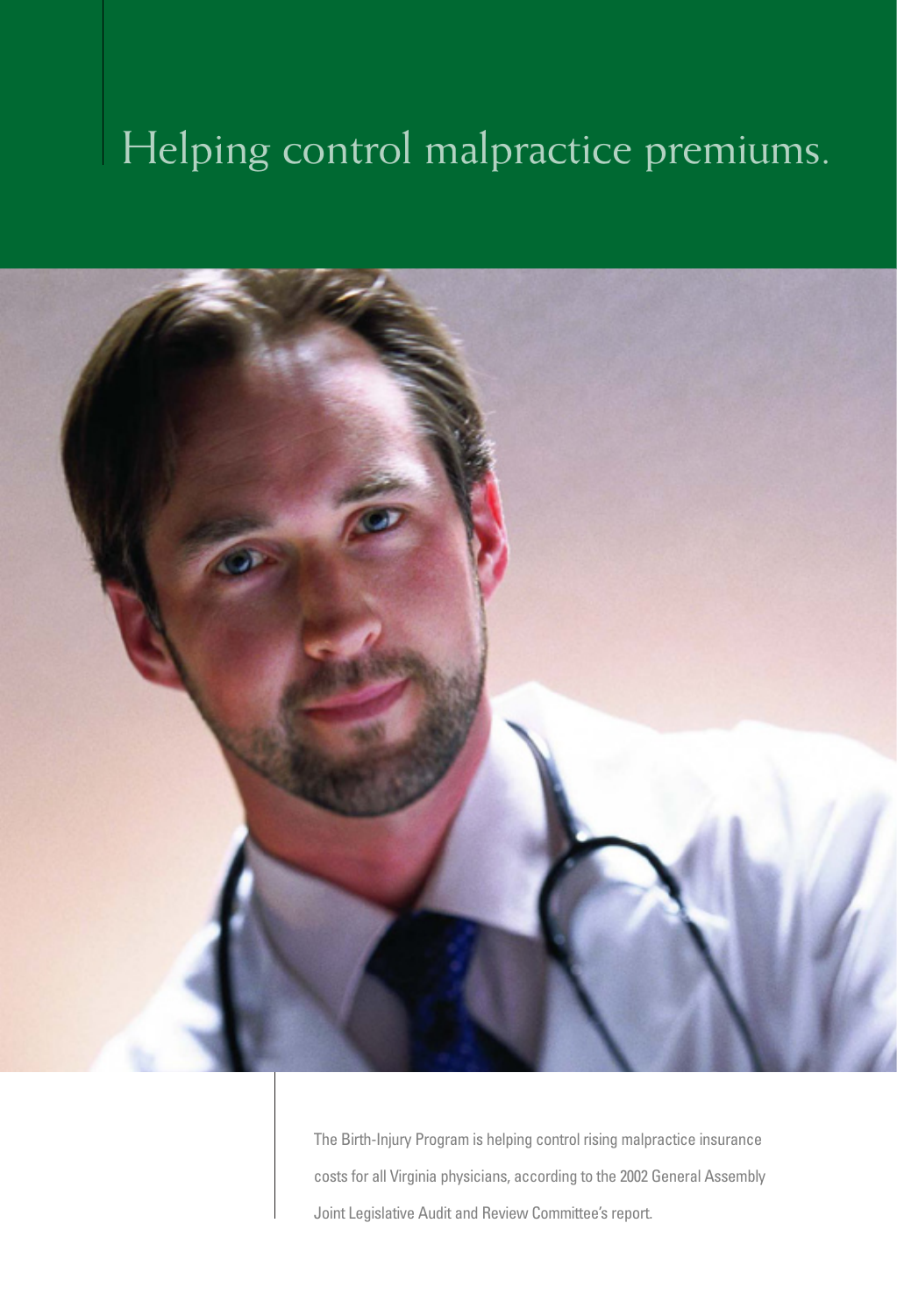# Helping control malpractice premiums.

The Birth-Injury Program is helping control rising malpractice insurance costs for all Virginia physicians, according to the 2002 General Assembly Joint Legislative Audit and Review Committee's report.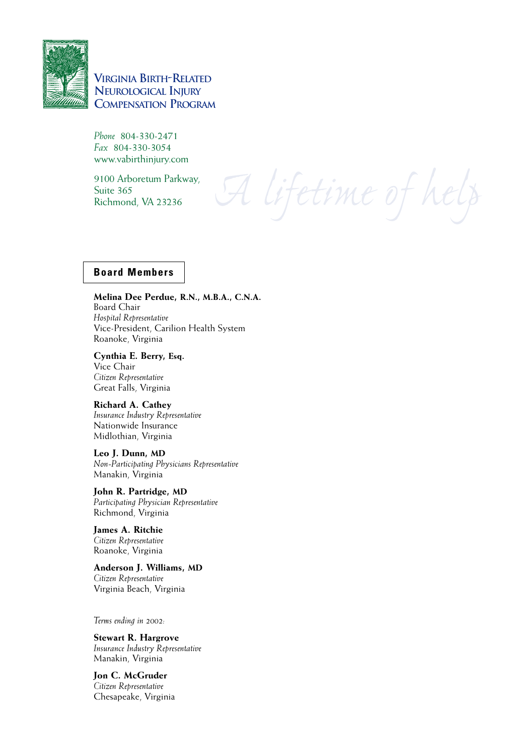**Virginia Birth-Related Neurological Injury Compensation Program**

*Phone* 804-330-2471
*Fax* 804-330-3054
www.vabirthinjury.com

9100 Arboretum Parkway,
Suite 365
Richmond, VA 23236

*A lifetime of help*

## Board Members

**Melina Dee Perdue, R.N., M.B.A., C.N.A.**
Board Chair
*Hospital Representative*
Vice-President, Carilion Health System
Roanoke, Virginia

**Cynthia E. Berry, Esq.**
Vice Chair
*Citizen Representative*
Great Falls, Virginia

**Richard A. Cathey**
*Insurance Industry Representative*
Nationwide Insurance
Midlothian, Virginia

**Leo J. Dunn, MD**
*Non-Participating Physicians Representative*
Manakin, Virginia

**John R. Partridge, MD**
*Participating Physician Representative*
Richmond, Virginia

**James A. Ritchie**
*Citizen Representative*
Roanoke, Virginia

**Anderson J. Williams, MD**
*Citizen Representative*
Virginia Beach, Virginia

*Terms ending in 2002:*

**Stewart R. Hargrove**
*Insurance Industry Representative*
Manakin, Virginia

**Jon C. McGruder**
*Citizen Representative*
Chesapeake, Virginia